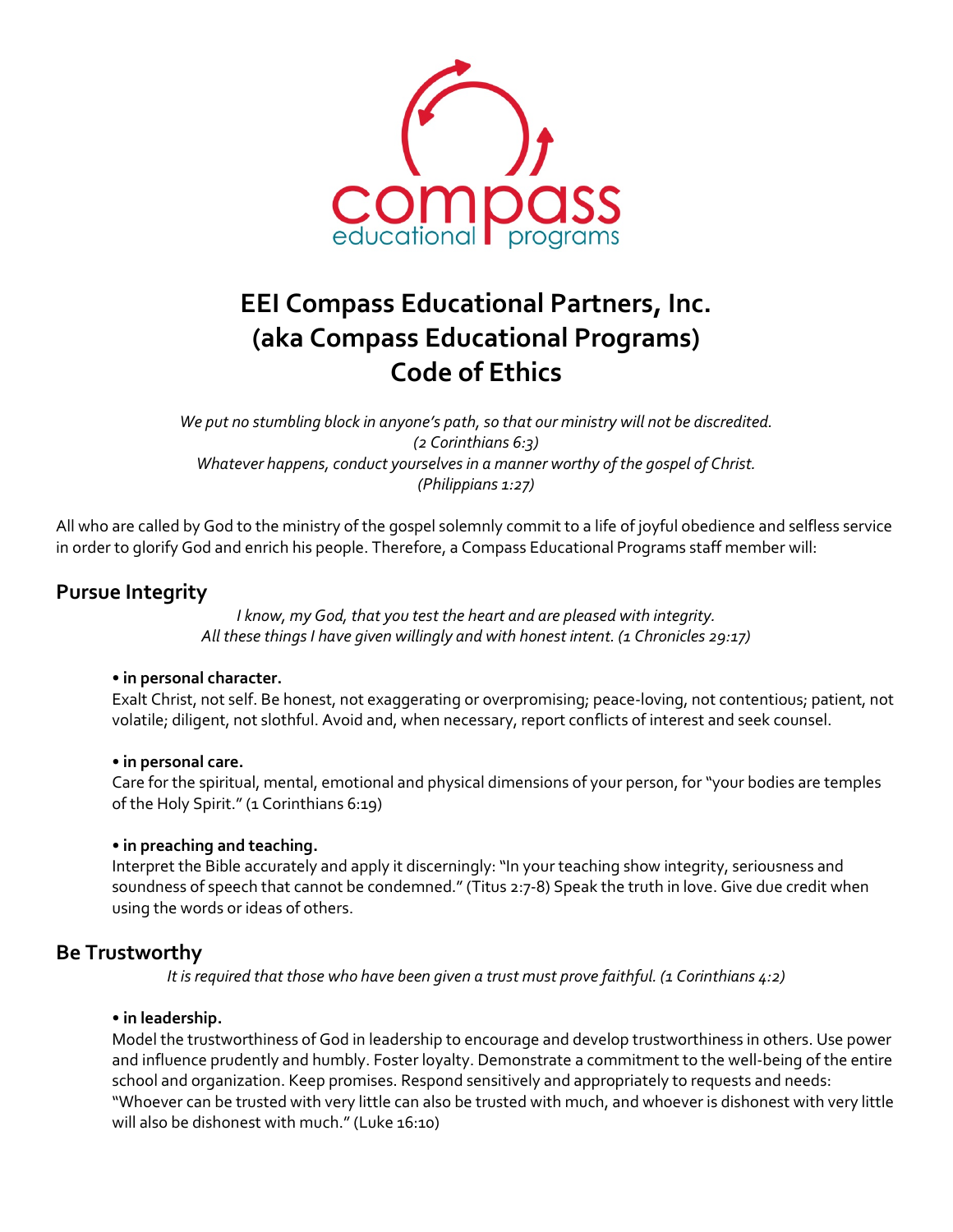# EEI Compass Educational Partners, Inc. (aka Compass Educational Programs) Code of Ethics

*We put no stumbling block in anyone's path, so that our ministry will not be discredited.*
*(2 Corinthians 6:3)*
*Whatever happens, conduct yourselves in a manner worthy of the gospel of Christ.*
*(Philippians 1:27)*

All who are called by God to the ministry of the gospel solemnly commit to a life of joyful obedience and selfless service in order to glorify God and enrich his people. Therefore, a Compass Educational Programs staff member will:

## Pursue Integrity

*I know, my God, that you test the heart and are pleased with integrity.*
*All these things I have given willingly and with honest intent. (1 Chronicles 29:17)*

**• in personal character.**
Exalt Christ, not self. Be honest, not exaggerating or overpromising; peace-loving, not contentious; patient, not volatile; diligent, not slothful. Avoid and, when necessary, report conflicts of interest and seek counsel.

**• in personal care.**
Care for the spiritual, mental, emotional and physical dimensions of your person, for "your bodies are temples of the Holy Spirit." (1 Corinthians 6:19)

**• in preaching and teaching.**
Interpret the Bible accurately and apply it discerningly: "In your teaching show integrity, seriousness and soundness of speech that cannot be condemned." (Titus 2:7-8) Speak the truth in love. Give due credit when using the words or ideas of others.

## Be Trustworthy

*It is required that those who have been given a trust must prove faithful. (1 Corinthians 4:2)*

**• in leadership.**
Model the trustworthiness of God in leadership to encourage and develop trustworthiness in others. Use power and influence prudently and humbly. Foster loyalty. Demonstrate a commitment to the well-being of the entire school and organization. Keep promises. Respond sensitively and appropriately to requests and needs: "Whoever can be trusted with very little can also be trusted with much, and whoever is dishonest with very little will also be dishonest with much." (Luke 16:10)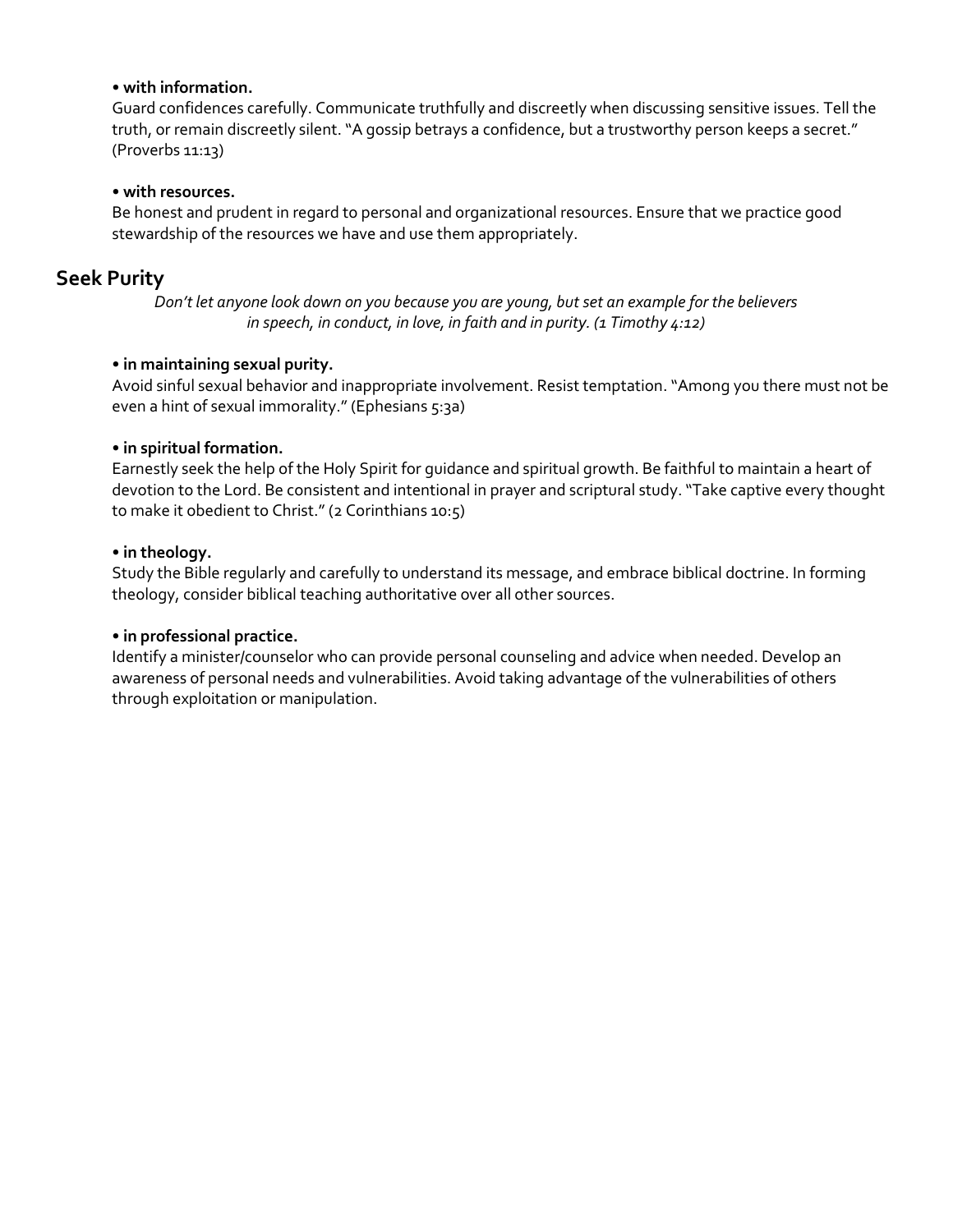**• with information.**

Guard confidences carefully. Communicate truthfully and discreetly when discussing sensitive issues. Tell the truth, or remain discreetly silent. "A gossip betrays a confidence, but a trustworthy person keeps a secret." (Proverbs 11:13)

**• with resources.**

Be honest and prudent in regard to personal and organizational resources. Ensure that we practice good stewardship of the resources we have and use them appropriately.

## Seek Purity

*Don't let anyone look down on you because you are young, but set an example for the believers in speech, in conduct, in love, in faith and in purity. (1 Timothy 4:12)*

**• in maintaining sexual purity.**

Avoid sinful sexual behavior and inappropriate involvement. Resist temptation. "Among you there must not be even a hint of sexual immorality." (Ephesians 5:3a)

**• in spiritual formation.**

Earnestly seek the help of the Holy Spirit for guidance and spiritual growth. Be faithful to maintain a heart of devotion to the Lord. Be consistent and intentional in prayer and scriptural study. "Take captive every thought to make it obedient to Christ." (2 Corinthians 10:5)

**• in theology.**

Study the Bible regularly and carefully to understand its message, and embrace biblical doctrine. In forming theology, consider biblical teaching authoritative over all other sources.

**• in professional practice.**

Identify a minister/counselor who can provide personal counseling and advice when needed. Develop an awareness of personal needs and vulnerabilities. Avoid taking advantage of the vulnerabilities of others through exploitation or manipulation.